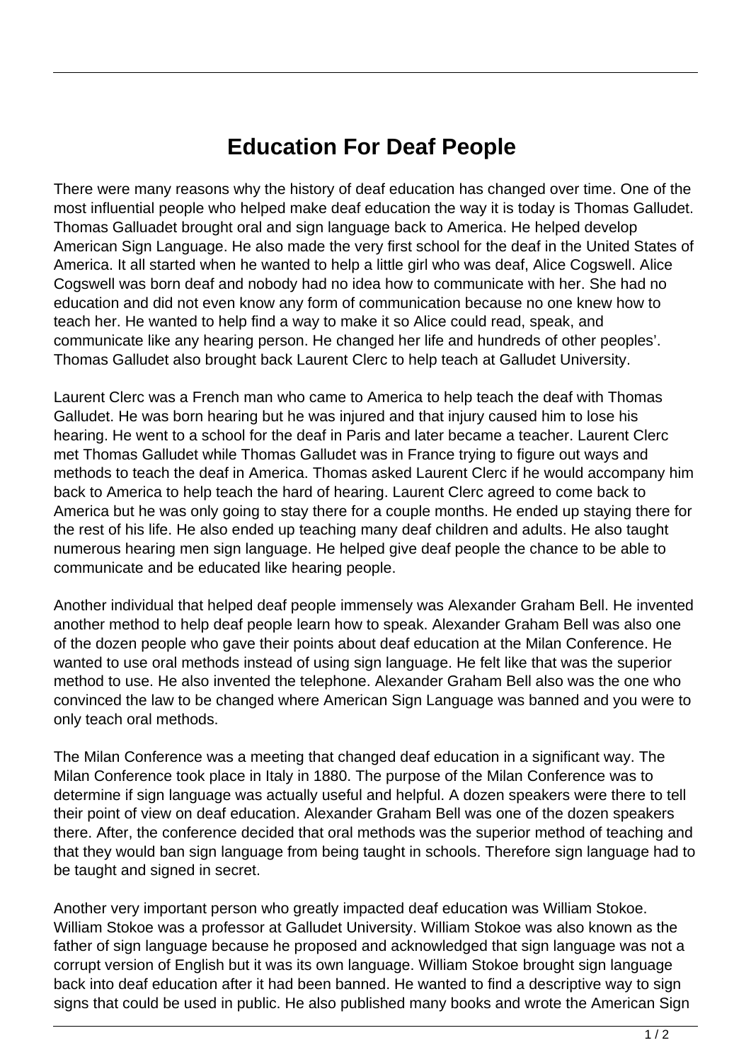# Education For Deaf People

There were many reasons why the history of deaf education has changed over time. One of the most influential people who helped make deaf education the way it is today is Thomas Galludet. Thomas Galluadet brought oral and sign language back to America. He helped develop American Sign Language. He also made the very first school for the deaf in the United States of America. It all started when he wanted to help a little girl who was deaf, Alice Cogswell. Alice Cogswell was born deaf and nobody had no idea how to communicate with her. She had no education and did not even know any form of communication because no one knew how to teach her. He wanted to help find a way to make it so Alice could read, speak, and communicate like any hearing person. He changed her life and hundreds of other peoples'. Thomas Galludet also brought back Laurent Clerc to help teach at Galludet University.

Laurent Clerc was a French man who came to America to help teach the deaf with Thomas Galludet. He was born hearing but he was injured and that injury caused him to lose his hearing. He went to a school for the deaf in Paris and later became a teacher. Laurent Clerc met Thomas Galludet while Thomas Galludet was in France trying to figure out ways and methods to teach the deaf in America. Thomas asked Laurent Clerc if he would accompany him back to America to help teach the hard of hearing. Laurent Clerc agreed to come back to America but he was only going to stay there for a couple months. He ended up staying there for the rest of his life. He also ended up teaching many deaf children and adults. He also taught numerous hearing men sign language. He helped give deaf people the chance to be able to communicate and be educated like hearing people.

Another individual that helped deaf people immensely was Alexander Graham Bell. He invented another method to help deaf people learn how to speak. Alexander Graham Bell was also one of the dozen people who gave their points about deaf education at the Milan Conference. He wanted to use oral methods instead of using sign language. He felt like that was the superior method to use. He also invented the telephone. Alexander Graham Bell also was the one who convinced the law to be changed where American Sign Language was banned and you were to only teach oral methods.

The Milan Conference was a meeting that changed deaf education in a significant way. The Milan Conference took place in Italy in 1880. The purpose of the Milan Conference was to determine if sign language was actually useful and helpful. A dozen speakers were there to tell their point of view on deaf education. Alexander Graham Bell was one of the dozen speakers there. After, the conference decided that oral methods was the superior method of teaching and that they would ban sign language from being taught in schools. Therefore sign language had to be taught and signed in secret.

Another very important person who greatly impacted deaf education was William Stokoe. William Stokoe was a professor at Galludet University. William Stokoe was also known as the father of sign language because he proposed and acknowledged that sign language was not a corrupt version of English but it was its own language. William Stokoe brought sign language back into deaf education after it had been banned. He wanted to find a descriptive way to sign signs that could be used in public. He also published many books and wrote the American Sign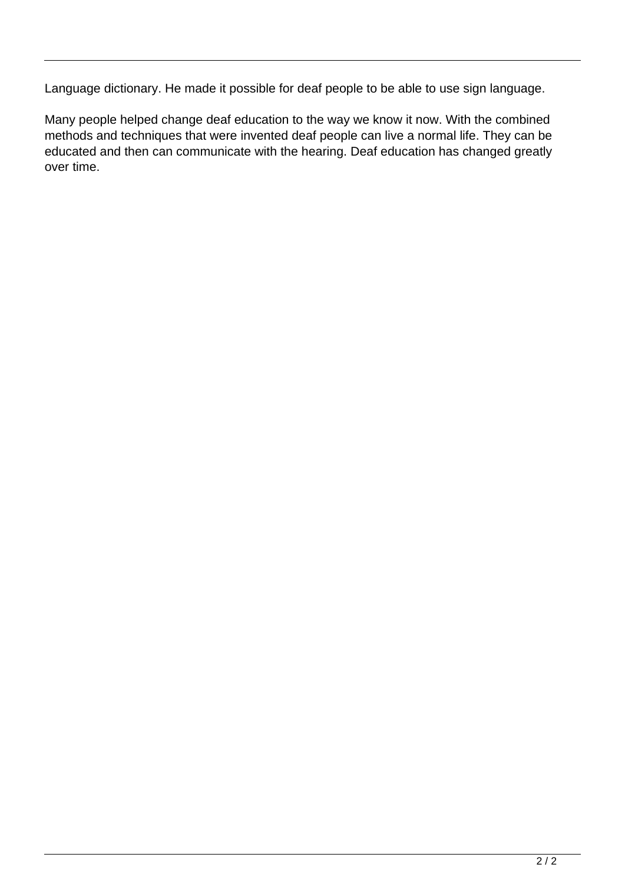Language dictionary. He made it possible for deaf people to be able to use sign language.

Many people helped change deaf education to the way we know it now. With the combined methods and techniques that were invented deaf people can live a normal life. They can be educated and then can communicate with the hearing. Deaf education has changed greatly over time.